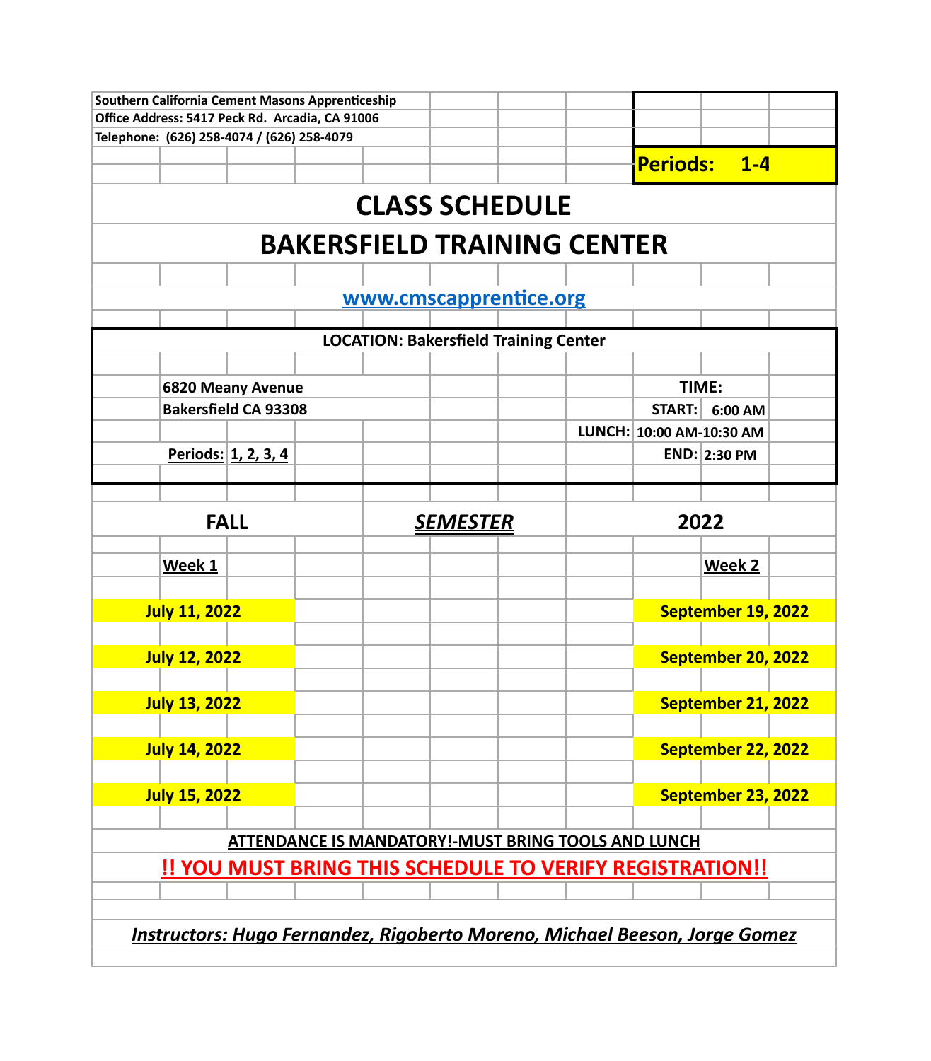Southern California Cement Masons Apprenticeship
Office Address: 5417 Peck Rd. Arcadia, CA 91006
Telephone: (626) 258-4074 / (626) 258-4079

**Periods: 1-4**

# CLASS SCHEDULE

# BAKERSFIELD TRAINING CENTER

www.cmscapprentice.org

**LOCATION: Bakersfield Training Center**

**6820 Meany Avenue**
**Bakersfield CA 93308**

**Periods: 1, 2, 3, 4**

| TIME: | |
|---|---|
| START: | 6:00 AM |
| LUNCH: | 10:00 AM-10:30 AM |
| END: | 2:30 PM |

## FALL *SEMESTER* 2022

| Week 1 | Week 2 |
|---|---|
| July 11, 2022 | September 19, 2022 |
| July 12, 2022 | September 20, 2022 |
| July 13, 2022 | September 21, 2022 |
| July 14, 2022 | September 22, 2022 |
| July 15, 2022 | September 23, 2022 |

**ATTENDANCE IS MANDATORY!-MUST BRING TOOLS AND LUNCH**

**!! YOU MUST BRING THIS SCHEDULE TO VERIFY REGISTRATION!!**

***Instructors: Hugo Fernandez, Rigoberto Moreno, Michael Beeson, Jorge Gomez***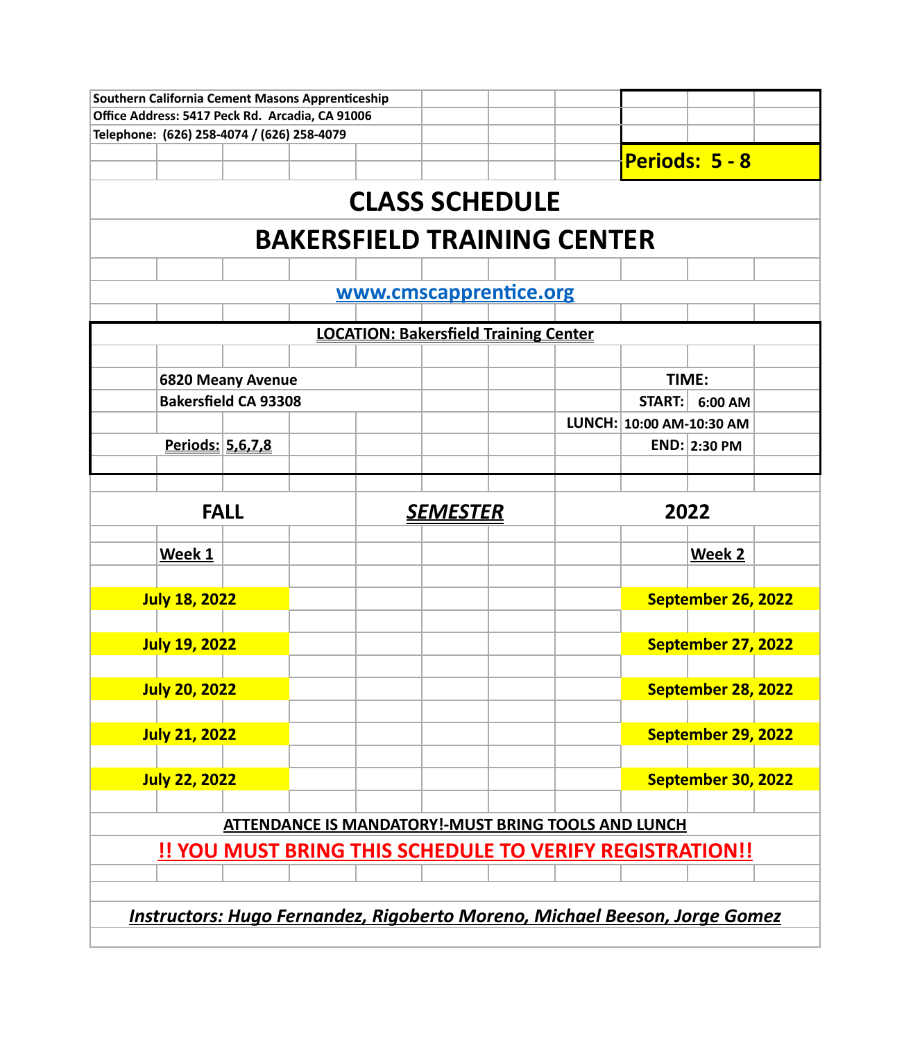**Southern California Cement Masons Apprenticeship**
**Office Address: 5417 Peck Rd. Arcadia, CA 91006**
**Telephone: (626) 258-4074 / (626) 258-4079**

**Periods: 5 - 8**

# CLASS SCHEDULE

# BAKERSFIELD TRAINING CENTER

**www.cmscapprentice.org**

**LOCATION: Bakersfield Training Center**

**6820 Meany Avenue**
**Bakersfield CA 93308**

**Periods: 5,6,7,8**

**TIME:**
**START: 6:00 AM**
**LUNCH: 10:00 AM-10:30 AM**
**END: 2:30 PM**

## FALL *SEMESTER* 2022

| Week 1 | Week 2 |
|---|---|
| July 18, 2022 | September 26, 2022 |
| July 19, 2022 | September 27, 2022 |
| July 20, 2022 | September 28, 2022 |
| July 21, 2022 | September 29, 2022 |
| July 22, 2022 | September 30, 2022 |

**ATTENDANCE IS MANDATORY!-MUST BRING TOOLS AND LUNCH**

**!! YOU MUST BRING THIS SCHEDULE TO VERIFY REGISTRATION!!**

***Instructors: Hugo Fernandez, Rigoberto Moreno, Michael Beeson, Jorge Gomez***